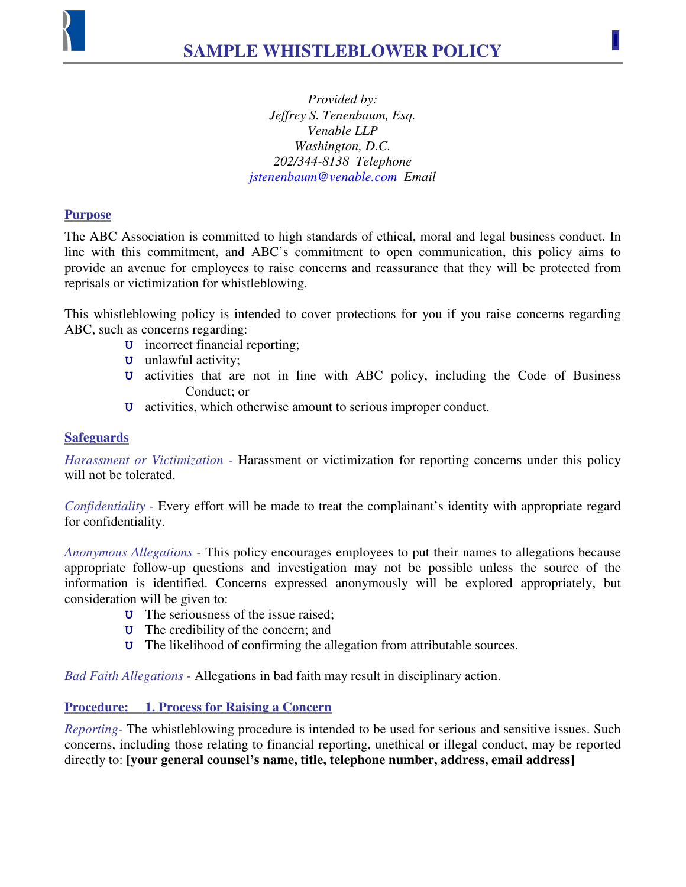# SAMPLE WHISTLEBLOWER POLICY

*Provided by:*
*Jeffrey S. Tenenbaum, Esq.*
*Venable LLP*
*Washington, D.C.*
*202/344-8138 Telephone*
*jstenenbaum@venable.com Email*

## Purpose

The ABC Association is committed to high standards of ethical, moral and legal business conduct. In line with this commitment, and ABC's commitment to open communication, this policy aims to provide an avenue for employees to raise concerns and reassurance that they will be protected from reprisals or victimization for whistleblowing.

This whistleblowing policy is intended to cover protections for you if you raise concerns regarding ABC, such as concerns regarding:

- incorrect financial reporting;
- unlawful activity;
- activities that are not in line with ABC policy, including the Code of Business Conduct; or
- activities, which otherwise amount to serious improper conduct.

## Safeguards

*Harassment or Victimization -* Harassment or victimization for reporting concerns under this policy will not be tolerated.

*Confidentiality -* Every effort will be made to treat the complainant's identity with appropriate regard for confidentiality.

*Anonymous Allegations* - This policy encourages employees to put their names to allegations because appropriate follow-up questions and investigation may not be possible unless the source of the information is identified. Concerns expressed anonymously will be explored appropriately, but consideration will be given to:

- The seriousness of the issue raised;
- The credibility of the concern; and
- The likelihood of confirming the allegation from attributable sources.

*Bad Faith Allegations -* Allegations in bad faith may result in disciplinary action.

## Procedure: 1. Process for Raising a Concern

*Reporting-* The whistleblowing procedure is intended to be used for serious and sensitive issues. Such concerns, including those relating to financial reporting, unethical or illegal conduct, may be reported directly to: **[your general counsel's name, title, telephone number, address, email address]**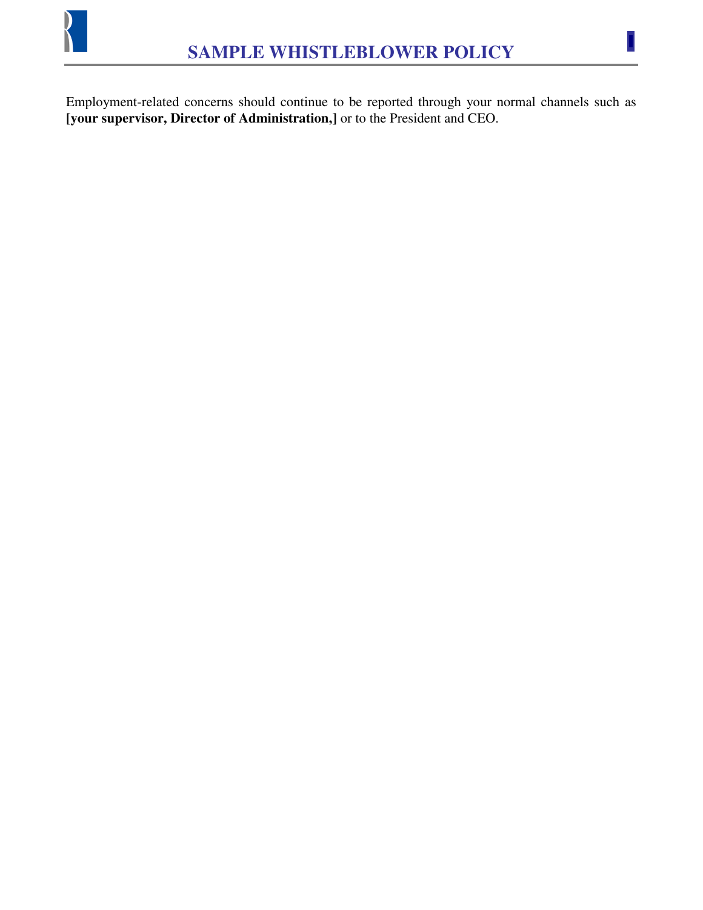Employment-related concerns should continue to be reported through your normal channels such as **[your supervisor, Director of Administration,]** or to the President and CEO.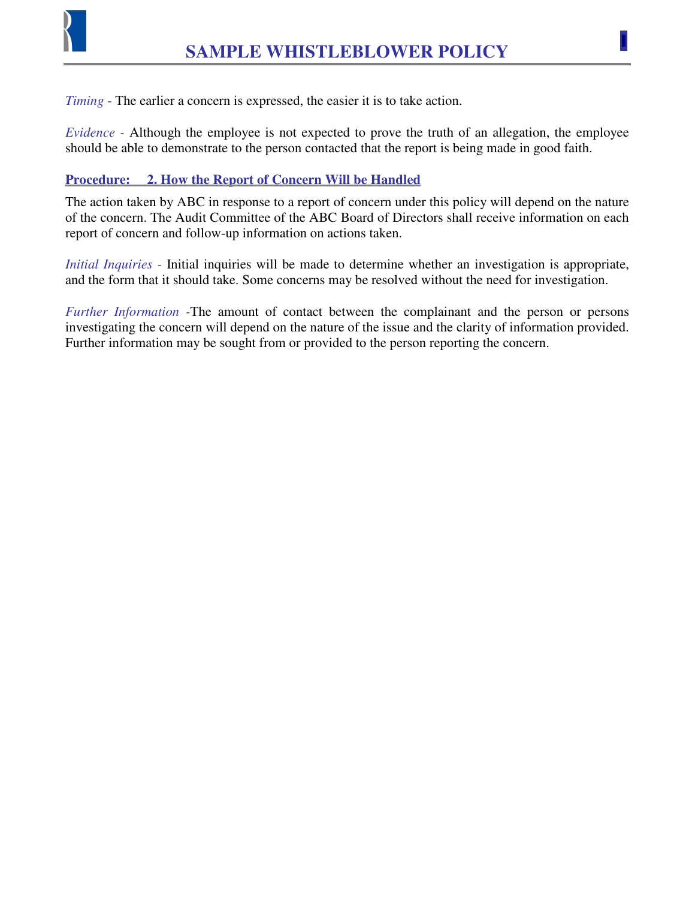*Timing -* The earlier a concern is expressed, the easier it is to take action.

*Evidence -* Although the employee is not expected to prove the truth of an allegation, the employee should be able to demonstrate to the person contacted that the report is being made in good faith.

## Procedure: 2. How the Report of Concern Will be Handled

The action taken by ABC in response to a report of concern under this policy will depend on the nature of the concern. The Audit Committee of the ABC Board of Directors shall receive information on each report of concern and follow-up information on actions taken.

*Initial Inquiries -* Initial inquiries will be made to determine whether an investigation is appropriate, and the form that it should take. Some concerns may be resolved without the need for investigation.

*Further Information -*The amount of contact between the complainant and the person or persons investigating the concern will depend on the nature of the issue and the clarity of information provided. Further information may be sought from or provided to the person reporting the concern.